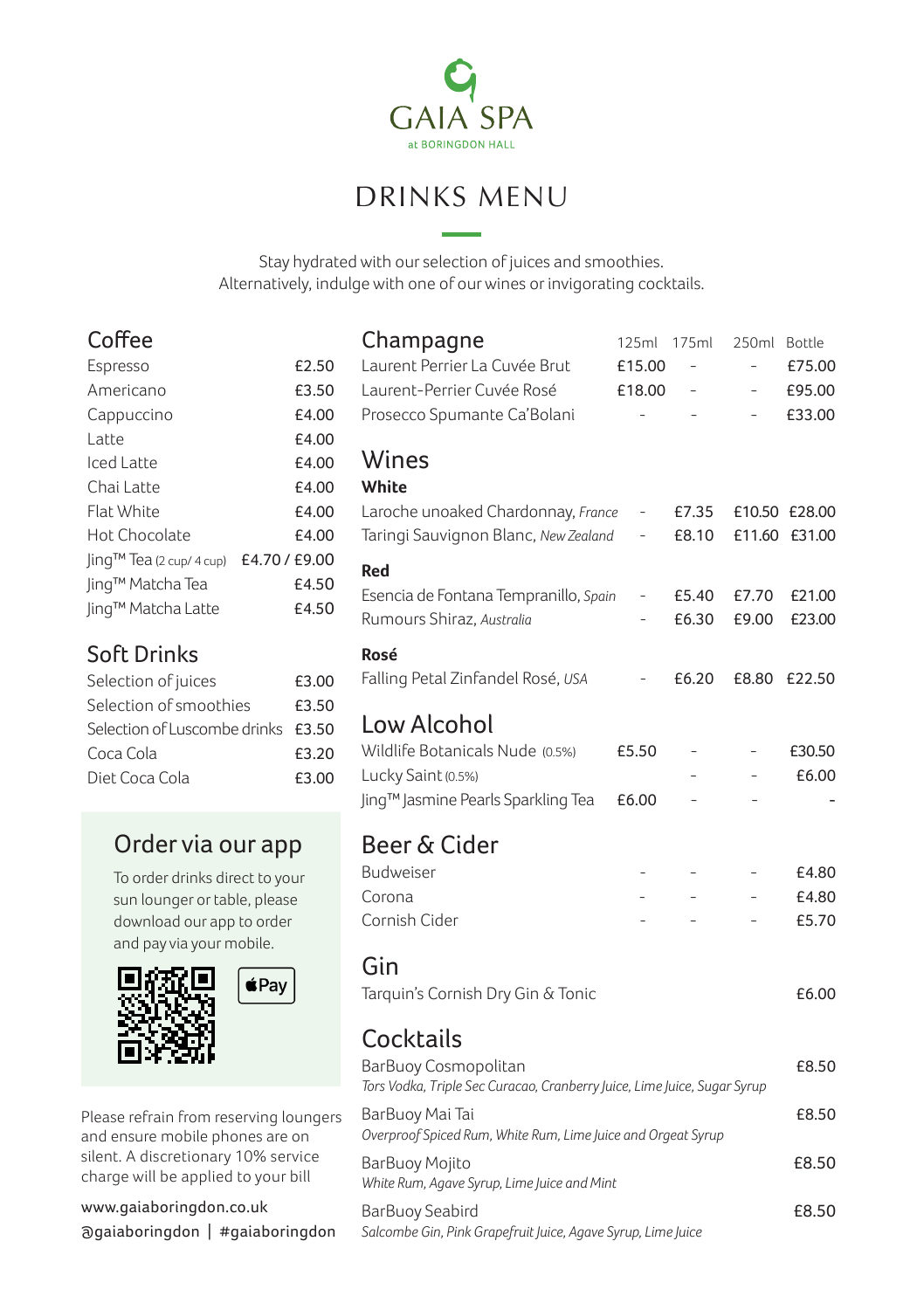# GAIA SPA

at BORINGDON HALL

## DRINKS MENU

Stay hydrated with our selection of juices and smoothies.
Alternatively, indulge with one of our wines or invigorating cocktails.

## Coffee

| | |
|---|---|
| Espresso | £2.50 |
| Americano | £3.50 |
| Cappuccino | £4.00 |
| Latte | £4.00 |
| Iced Latte | £4.00 |
| Chai Latte | £4.00 |
| Flat White | £4.00 |
| Hot Chocolate | £4.00 |
| Jing™ Tea (2 cup/ 4 cup) | £4.70 / £9.00 |
| Jing™ Matcha Tea | £4.50 |
| Jing™ Matcha Latte | £4.50 |

## Soft Drinks

| | |
|---|---|
| Selection of juices | £3.00 |
| Selection of smoothies | £3.50 |
| Selection of Luscombe drinks | £3.50 |
| Coca Cola | £3.20 |
| Diet Coca Cola | £3.00 |

## Order via our app

To order drinks direct to your sun lounger or table, please download our app to order and pay via your mobile.

Pay

Please refrain from reserving loungers and ensure mobile phones are on silent. A discretionary 10% service charge will be applied to your bill

www.gaiaboringdon.co.uk
@gaiaboringdon | #gaiaboringdon

## Champagne

| | 125ml | 175ml | 250ml | Bottle |
|---|---|---|---|---|
| Laurent Perrier La Cuvée Brut | £15.00 | - | - | £75.00 |
| Laurent-Perrier Cuvée Rosé | £18.00 | - | - | £95.00 |
| Prosecco Spumante Ca'Bolani | - | - | - | £33.00 |

## Wines

**White**

| | 125ml | 175ml | 250ml | Bottle |
|---|---|---|---|---|
| Laroche unoaked Chardonnay, *France* | - | £7.35 | £10.50 | £28.00 |
| Taringi Sauvignon Blanc, *New Zealand* | - | £8.10 | £11.60 | £31.00 |

**Red**

| | 125ml | 175ml | 250ml | Bottle |
|---|---|---|---|---|
| Esencia de Fontana Tempranillo, *Spain* | - | £5.40 | £7.70 | £21.00 |
| Rumours Shiraz, *Australia* | - | £6.30 | £9.00 | £23.00 |

**Rosé**

| | 125ml | 175ml | 250ml | Bottle |
|---|---|---|---|---|
| Falling Petal Zinfandel Rosé, *USA* | - | £6.20 | £8.80 | £22.50 |

## Low Alcohol

| | 125ml | 175ml | 250ml | Bottle |
|---|---|---|---|---|
| Wildlife Botanicals Nude (0.5%) | £5.50 | - | - | £30.50 |
| Lucky Saint (0.5%) | | - | - | £6.00 |
| Jing™ Jasmine Pearls Sparkling Tea | £6.00 | - | - | - |

## Beer & Cider

| | 125ml | 175ml | 250ml | Bottle |
|---|---|---|---|---|
| Budweiser | - | - | - | £4.80 |
| Corona | - | - | - | £4.80 |
| Cornish Cider | - | - | - | £5.70 |

## Gin

| | |
|---|---|
| Tarquin's Cornish Dry Gin & Tonic | £6.00 |

## Cocktails

BarBuoy Cosmopolitan — £8.50
*Tors Vodka, Triple Sec Curacao, Cranberry Juice, Lime Juice, Sugar Syrup*

BarBuoy Mai Tai — £8.50
*Overproof Spiced Rum, White Rum, Lime Juice and Orgeat Syrup*

BarBuoy Mojito — £8.50
*White Rum, Agave Syrup, Lime Juice and Mint*

BarBuoy Seabird — £8.50
*Salcombe Gin, Pink Grapefruit Juice, Agave Syrup, Lime Juice*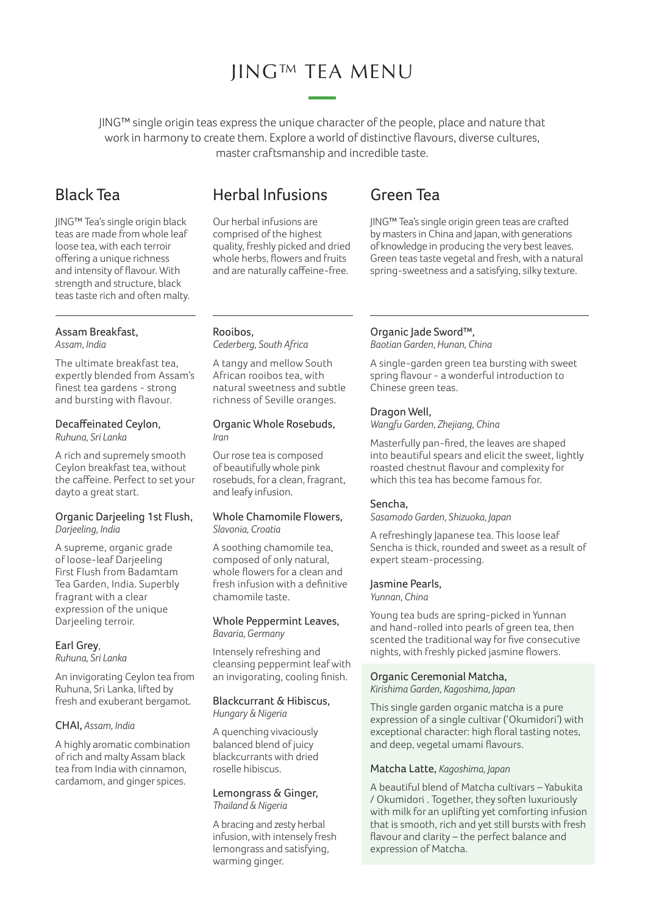# JING™ TEA MENU

JING™ single origin teas express the unique character of the people, place and nature that work in harmony to create them. Explore a world of distinctive flavours, diverse cultures, master craftsmanship and incredible taste.

## Black Tea

JING™ Tea's single origin black teas are made from whole leaf loose tea, with each terroir offering a unique richness and intensity of flavour. With strength and structure, black teas taste rich and often malty.

### Assam Breakfast,
*Assam, India*

The ultimate breakfast tea, expertly blended from Assam's finest tea gardens - strong and bursting with flavour.

### Decaffeinated Ceylon,
*Ruhuna, Sri Lanka*

A rich and supremely smooth Ceylon breakfast tea, without the caffeine. Perfect to set your dayto a great start.

### Organic Darjeeling 1st Flush,
*Darjeeling, India*

A supreme, organic grade of loose-leaf Darjeeling First Flush from Badamtam Tea Garden, India. Superbly fragrant with a clear expression of the unique Darjeeling terroir.

### Earl Grey,
*Ruhuna, Sri Lanka*

An invigorating Ceylon tea from Ruhuna, Sri Lanka, lifted by fresh and exuberant bergamot.

### CHAI, *Assam, India*

A highly aromatic combination of rich and malty Assam black tea from India with cinnamon, cardamom, and ginger spices.

## Herbal Infusions

Our herbal infusions are comprised of the highest quality, freshly picked and dried whole herbs, flowers and fruits and are naturally caffeine-free.

### Rooibos,
*Cederberg, South Africa*

A tangy and mellow South African rooibos tea, with natural sweetness and subtle richness of Seville oranges.

### Organic Whole Rosebuds,
*Iran*

Our rose tea is composed of beautifully whole pink rosebuds, for a clean, fragrant, and leafy infusion.

### Whole Chamomile Flowers,
*Slavonia, Croatia*

A soothing chamomile tea, composed of only natural, whole flowers for a clean and fresh infusion with a definitive chamomile taste.

### Whole Peppermint Leaves,
*Bavaria, Germany*

Intensely refreshing and cleansing peppermint leaf with an invigorating, cooling finish.

### Blackcurrant & Hibiscus,
*Hungary & Nigeria*

A quenching vivaciously balanced blend of juicy blackcurrants with dried roselle hibiscus.

### Lemongrass & Ginger,
*Thailand & Nigeria*

A bracing and zesty herbal infusion, with intensely fresh lemongrass and satisfying, warming ginger.

## Green Tea

JING™ Tea's single origin green teas are crafted by masters in China and Japan, with generations of knowledge in producing the very best leaves. Green teas taste vegetal and fresh, with a natural spring-sweetness and a satisfying, silky texture.

### Organic Jade Sword™,
*Baotian Garden, Hunan, China*

A single-garden green tea bursting with sweet spring flavour - a wonderful introduction to Chinese green teas.

### Dragon Well,
*Wangfu Garden, Zhejiang, China*

Masterfully pan-fired, the leaves are shaped into beautiful spears and elicit the sweet, lightly roasted chestnut flavour and complexity for which this tea has become famous for.

### Sencha,
*Sasamodo Garden, Shizuoka, Japan*

A refreshingly Japanese tea. This loose leaf Sencha is thick, rounded and sweet as a result of expert steam-processing.

### Jasmine Pearls,
*Yunnan, China*

Young tea buds are spring-picked in Yunnan and hand-rolled into pearls of green tea, then scented the traditional way for five consecutive nights, with freshly picked jasmine flowers.

### Organic Ceremonial Matcha,
*Kirishima Garden, Kagoshima, Japan*

This single garden organic matcha is a pure expression of a single cultivar ('Okumidori') with exceptional character: high floral tasting notes, and deep, vegetal umami flavours.

### Matcha Latte, *Kagoshima, Japan*

A beautiful blend of Matcha cultivars – Yabukita / Okumidori . Together, they soften luxuriously with milk for an uplifting yet comforting infusion that is smooth, rich and yet still bursts with fresh flavour and clarity – the perfect balance and expression of Matcha.